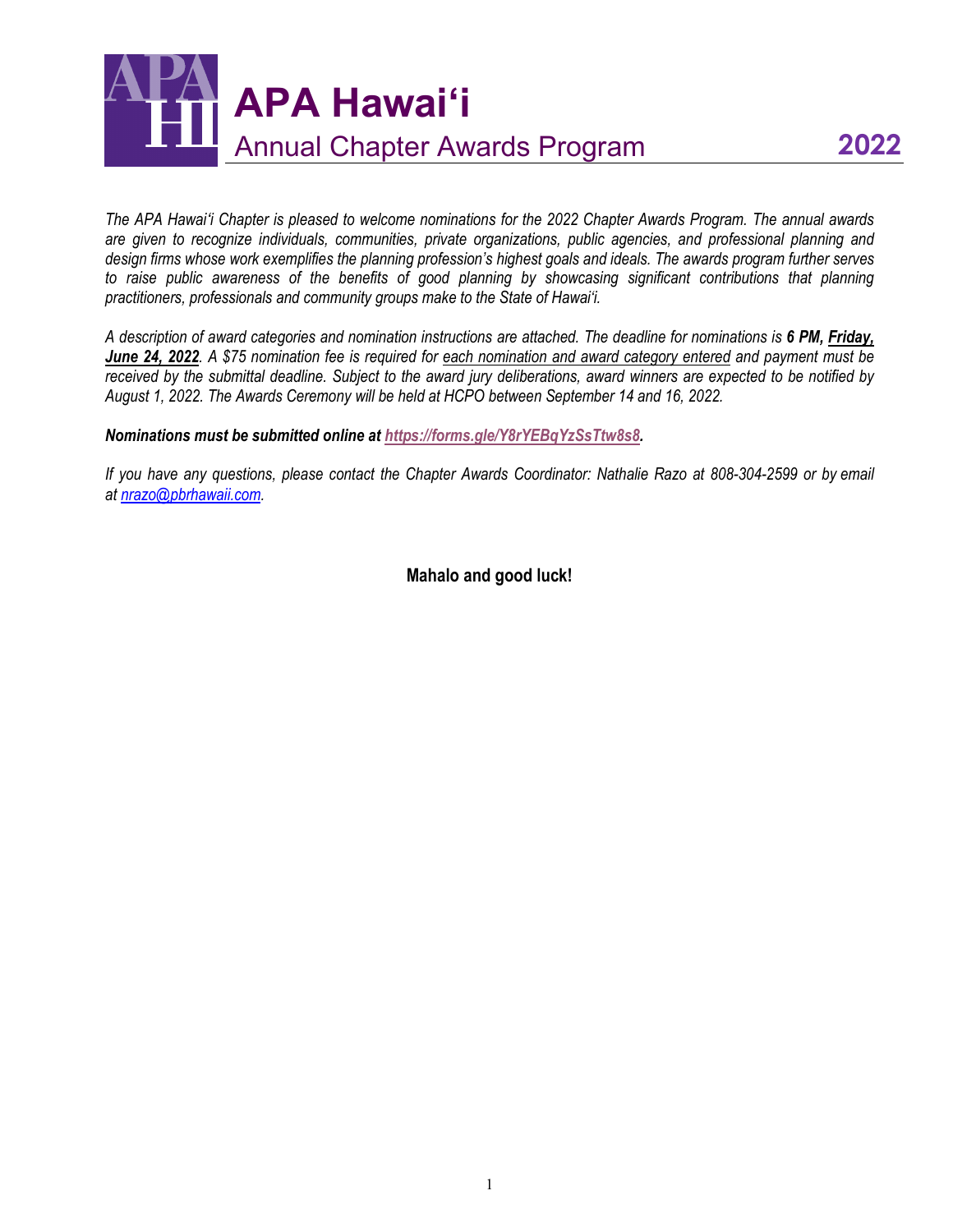# APA Hawaiʻi

## Annual Chapter Awards Program 2022

*The APA Hawaiʻi Chapter is pleased to welcome nominations for the 2022 Chapter Awards Program. The annual awards are given to recognize individuals, communities, private organizations, public agencies, and professional planning and design firms whose work exemplifies the planning profession's highest goals and ideals. The awards program further serves to raise public awareness of the benefits of good planning by showcasing significant contributions that planning practitioners, professionals and community groups make to the State of Hawaiʻi.*

*A description of award categories and nomination instructions are attached. The deadline for nominations is **6 PM, Friday, June 24, 2022**. A $75 nomination fee is required for each nomination and award category entered and payment must be received by the submittal deadline. Subject to the award jury deliberations, award winners are expected to be notified by August 1, 2022. The Awards Ceremony will be held at HCPO between September 14 and 16, 2022.*

***Nominations must be submitted online at https://forms.gle/Y8rYEBqYzSsTtw8s8.***

*If you have any questions, please contact the Chapter Awards Coordinator: Nathalie Razo at 808-304-2599 or by email at nrazo@pbrhawaii.com.*

**Mahalo and good luck!**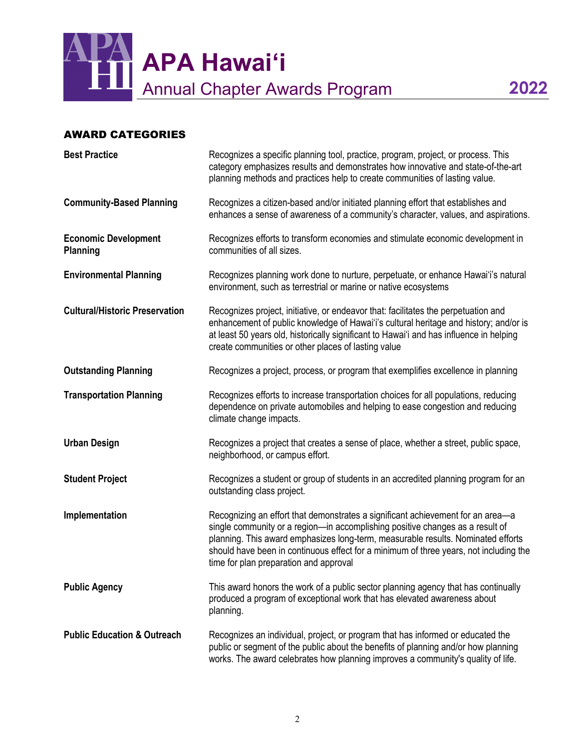## AWARD CATEGORIES

| | |
|---|---|
| **Best Practice** | Recognizes a specific planning tool, practice, program, project, or process. This category emphasizes results and demonstrates how innovative and state-of-the-art planning methods and practices help to create communities of lasting value. |
| **Community-Based Planning** | Recognizes a citizen-based and/or initiated planning effort that establishes and enhances a sense of awareness of a community's character, values, and aspirations. |
| **Economic Development Planning** | Recognizes efforts to transform economies and stimulate economic development in communities of all sizes. |
| **Environmental Planning** | Recognizes planning work done to nurture, perpetuate, or enhance Hawai'i's natural environment, such as terrestrial or marine or native ecosystems |
| **Cultural/Historic Preservation** | Recognizes project, initiative, or endeavor that: facilitates the perpetuation and enhancement of public knowledge of Hawai'i's cultural heritage and history; and/or is at least 50 years old, historically significant to Hawai'i and has influence in helping create communities or other places of lasting value |
| **Outstanding Planning** | Recognizes a project, process, or program that exemplifies excellence in planning |
| **Transportation Planning** | Recognizes efforts to increase transportation choices for all populations, reducing dependence on private automobiles and helping to ease congestion and reducing climate change impacts. |
| **Urban Design** | Recognizes a project that creates a sense of place, whether a street, public space, neighborhood, or campus effort. |
| **Student Project** | Recognizes a student or group of students in an accredited planning program for an outstanding class project. |
| **Implementation** | Recognizing an effort that demonstrates a significant achievement for an area—a single community or a region—in accomplishing positive changes as a result of planning. This award emphasizes long-term, measurable results. Nominated efforts should have been in continuous effect for a minimum of three years, not including the time for plan preparation and approval |
| **Public Agency** | This award honors the work of a public sector planning agency that has continually produced a program of exceptional work that has elevated awareness about planning. |
| **Public Education & Outreach** | Recognizes an individual, project, or program that has informed or educated the public or segment of the public about the benefits of planning and/or how planning works. The award celebrates how planning improves a community's quality of life. |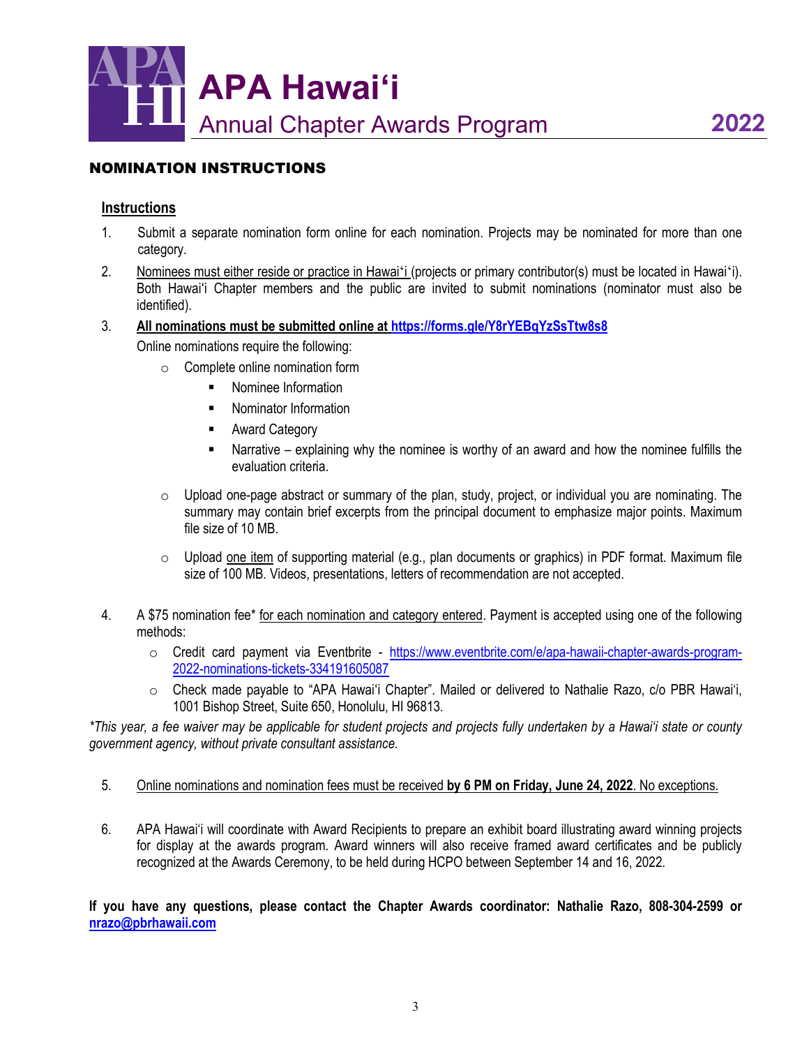# APA Hawaiʻi

## Annual Chapter Awards Program 2022

### NOMINATION INSTRUCTIONS

#### Instructions

1. Submit a separate nomination form online for each nomination. Projects may be nominated for more than one category.
2. Nominees must either reside or practice in Hawaiʻi (projects or primary contributor(s) must be located in Hawaiʻi). Both Hawaiʻi Chapter members and the public are invited to submit nominations (nominator must also be identified).
3. **All nominations must be submitted online at https://forms.gle/Y8rYEBqYzSsTtw8s8**

   Online nominations require the following:
   - Complete online nomination form
     - Nominee Information
     - Nominator Information
     - Award Category
     - Narrative – explaining why the nominee is worthy of an award and how the nominee fulfills the evaluation criteria.
   - Upload one-page abstract or summary of the plan, study, project, or individual you are nominating. The summary may contain brief excerpts from the principal document to emphasize major points. Maximum file size of 10 MB.
   - Upload one item of supporting material (e.g., plan documents or graphics) in PDF format. Maximum file size of 100 MB. Videos, presentations, letters of recommendation are not accepted.
4. A $75 nomination fee* for each nomination and category entered. Payment is accepted using one of the following methods:
   - Credit card payment via Eventbrite - https://www.eventbrite.com/e/apa-hawaii-chapter-awards-program-2022-nominations-tickets-334191605087
   - Check made payable to "APA Hawaiʻi Chapter". Mailed or delivered to Nathalie Razo, c/o PBR Hawaiʻi, 1001 Bishop Street, Suite 650, Honolulu, HI 96813.

*\*This year, a fee waiver may be applicable for student projects and projects fully undertaken by a Hawaiʻi state or county government agency, without private consultant assistance.*

5. Online nominations and nomination fees must be received **by 6 PM on Friday, June 24, 2022**. No exceptions.
6. APA Hawaiʻi will coordinate with Award Recipients to prepare an exhibit board illustrating award winning projects for display at the awards program. Award winners will also receive framed award certificates and be publicly recognized at the Awards Ceremony, to be held during HCPO between September 14 and 16, 2022.

**If you have any questions, please contact the Chapter Awards coordinator: Nathalie Razo, 808-304-2599 or nrazo@pbrhawaii.com**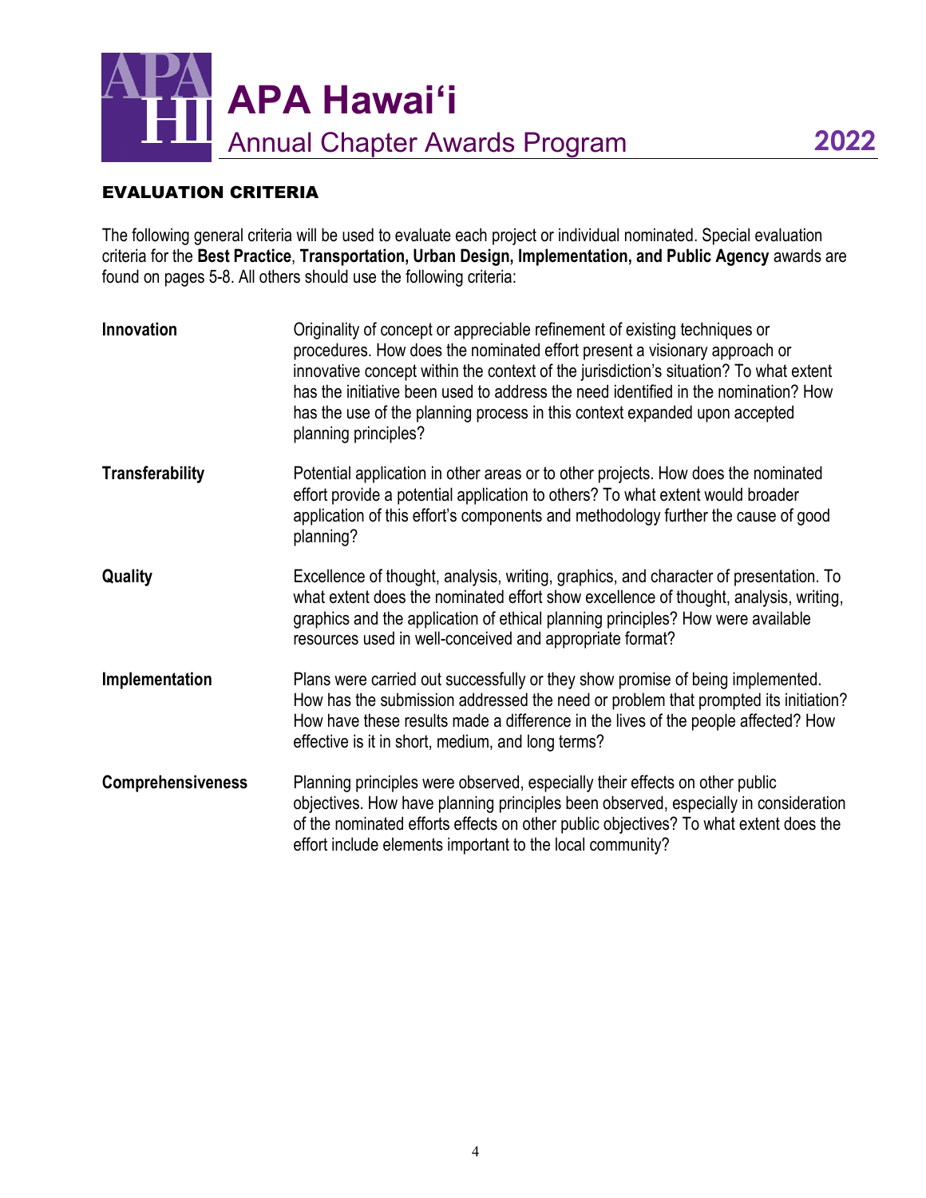## EVALUATION CRITERIA

The following general criteria will be used to evaluate each project or individual nominated. Special evaluation criteria for the **Best Practice**, **Transportation, Urban Design, Implementation, and Public Agency** awards are found on pages 5-8. All others should use the following criteria:

**Innovation**

Originality of concept or appreciable refinement of existing techniques or procedures. How does the nominated effort present a visionary approach or innovative concept within the context of the jurisdiction's situation? To what extent has the initiative been used to address the need identified in the nomination? How has the use of the planning process in this context expanded upon accepted planning principles?

**Transferability**

Potential application in other areas or to other projects. How does the nominated effort provide a potential application to others? To what extent would broader application of this effort's components and methodology further the cause of good planning?

**Quality**

Excellence of thought, analysis, writing, graphics, and character of presentation. To what extent does the nominated effort show excellence of thought, analysis, writing, graphics and the application of ethical planning principles? How were available resources used in well-conceived and appropriate format?

**Implementation**

Plans were carried out successfully or they show promise of being implemented. How has the submission addressed the need or problem that prompted its initiation? How have these results made a difference in the lives of the people affected? How effective is it in short, medium, and long terms?

**Comprehensiveness**

Planning principles were observed, especially their effects on other public objectives. How have planning principles been observed, especially in consideration of the nominated efforts effects on other public objectives? To what extent does the effort include elements important to the local community?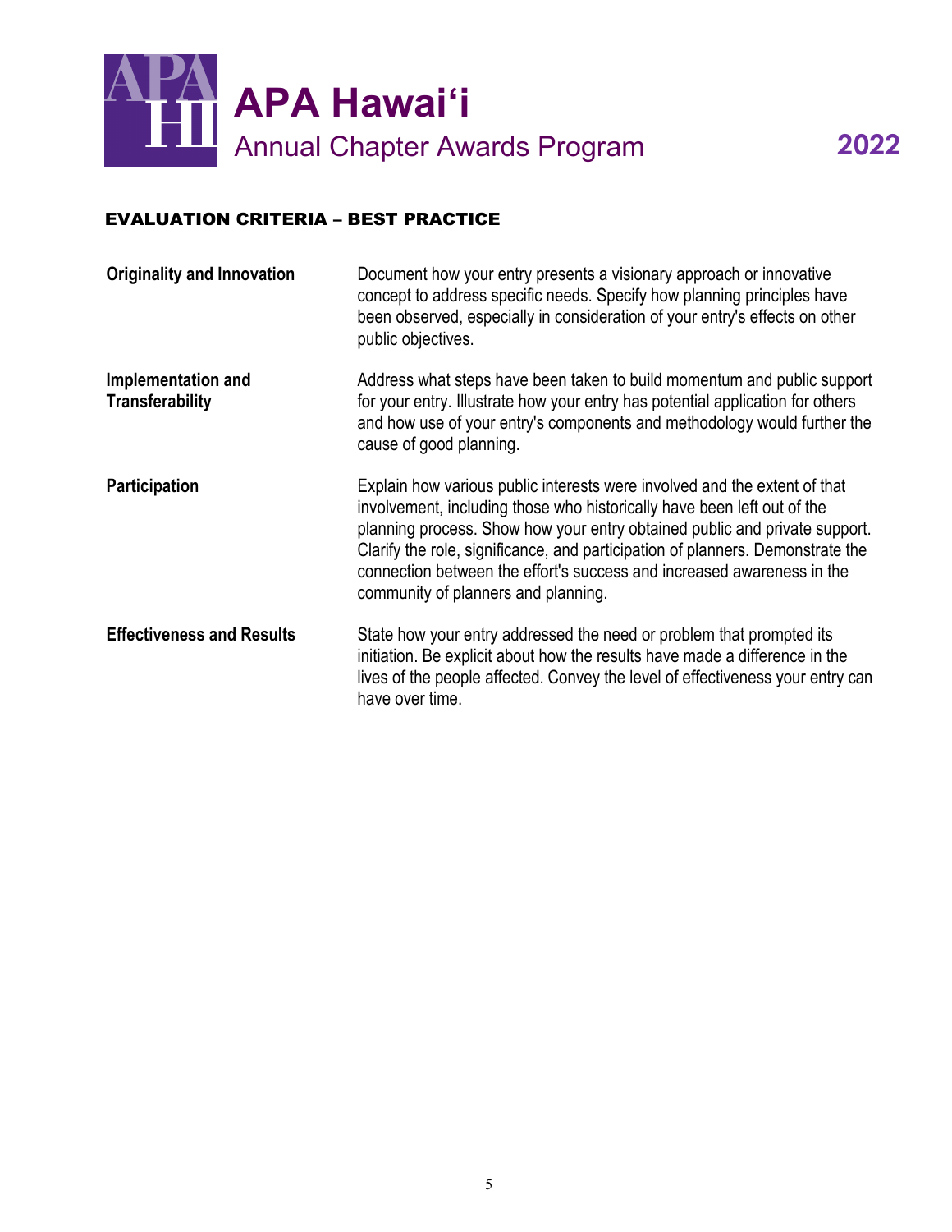## EVALUATION CRITERIA – BEST PRACTICE

| | |
|---|---|
| **Originality and Innovation** | Document how your entry presents a visionary approach or innovative concept to address specific needs. Specify how planning principles have been observed, especially in consideration of your entry's effects on other public objectives. |
| **Implementation and Transferability** | Address what steps have been taken to build momentum and public support for your entry. Illustrate how your entry has potential application for others and how use of your entry's components and methodology would further the cause of good planning. |
| **Participation** | Explain how various public interests were involved and the extent of that involvement, including those who historically have been left out of the planning process. Show how your entry obtained public and private support. Clarify the role, significance, and participation of planners. Demonstrate the connection between the effort's success and increased awareness in the community of planners and planning. |
| **Effectiveness and Results** | State how your entry addressed the need or problem that prompted its initiation. Be explicit about how the results have made a difference in the lives of the people affected. Convey the level of effectiveness your entry can have over time. |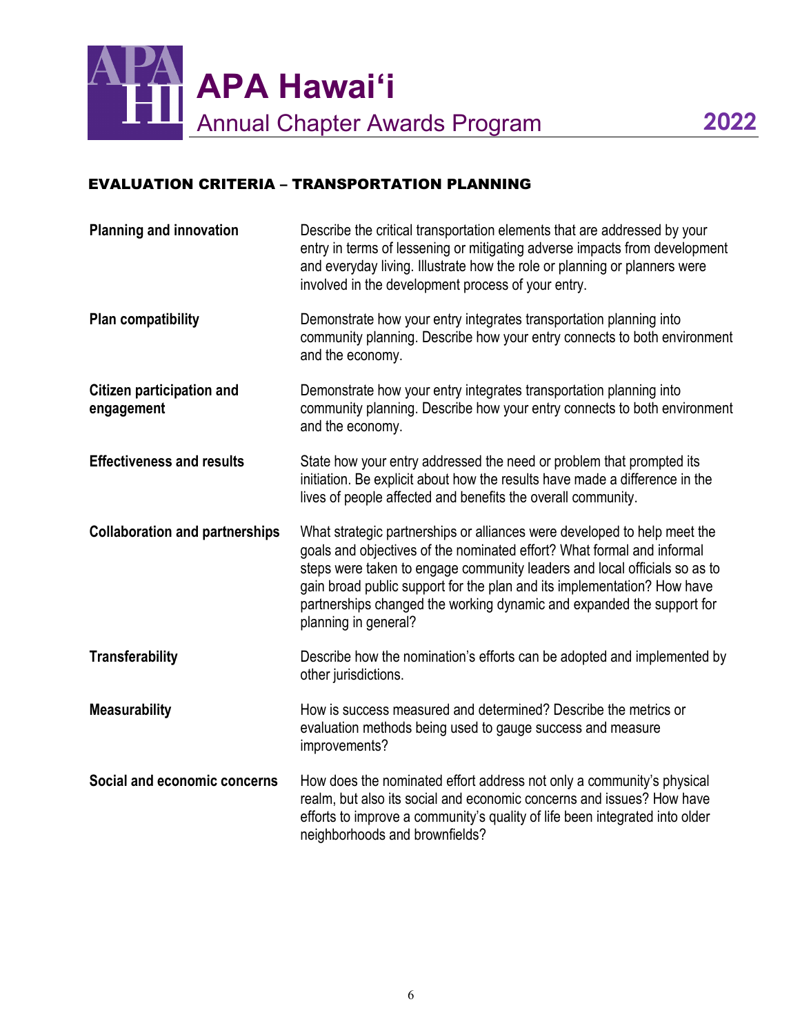## EVALUATION CRITERIA – TRANSPORTATION PLANNING

| | |
|---|---|
| **Planning and innovation** | Describe the critical transportation elements that are addressed by your entry in terms of lessening or mitigating adverse impacts from development and everyday living. Illustrate how the role or planning or planners were involved in the development process of your entry. |
| **Plan compatibility** | Demonstrate how your entry integrates transportation planning into community planning. Describe how your entry connects to both environment and the economy. |
| **Citizen participation and engagement** | Demonstrate how your entry integrates transportation planning into community planning. Describe how your entry connects to both environment and the economy. |
| **Effectiveness and results** | State how your entry addressed the need or problem that prompted its initiation. Be explicit about how the results have made a difference in the lives of people affected and benefits the overall community. |
| **Collaboration and partnerships** | What strategic partnerships or alliances were developed to help meet the goals and objectives of the nominated effort? What formal and informal steps were taken to engage community leaders and local officials so as to gain broad public support for the plan and its implementation? How have partnerships changed the working dynamic and expanded the support for planning in general? |
| **Transferability** | Describe how the nomination's efforts can be adopted and implemented by other jurisdictions. |
| **Measurability** | How is success measured and determined? Describe the metrics or evaluation methods being used to gauge success and measure improvements? |
| **Social and economic concerns** | How does the nominated effort address not only a community's physical realm, but also its social and economic concerns and issues? How have efforts to improve a community's quality of life been integrated into older neighborhoods and brownfields? |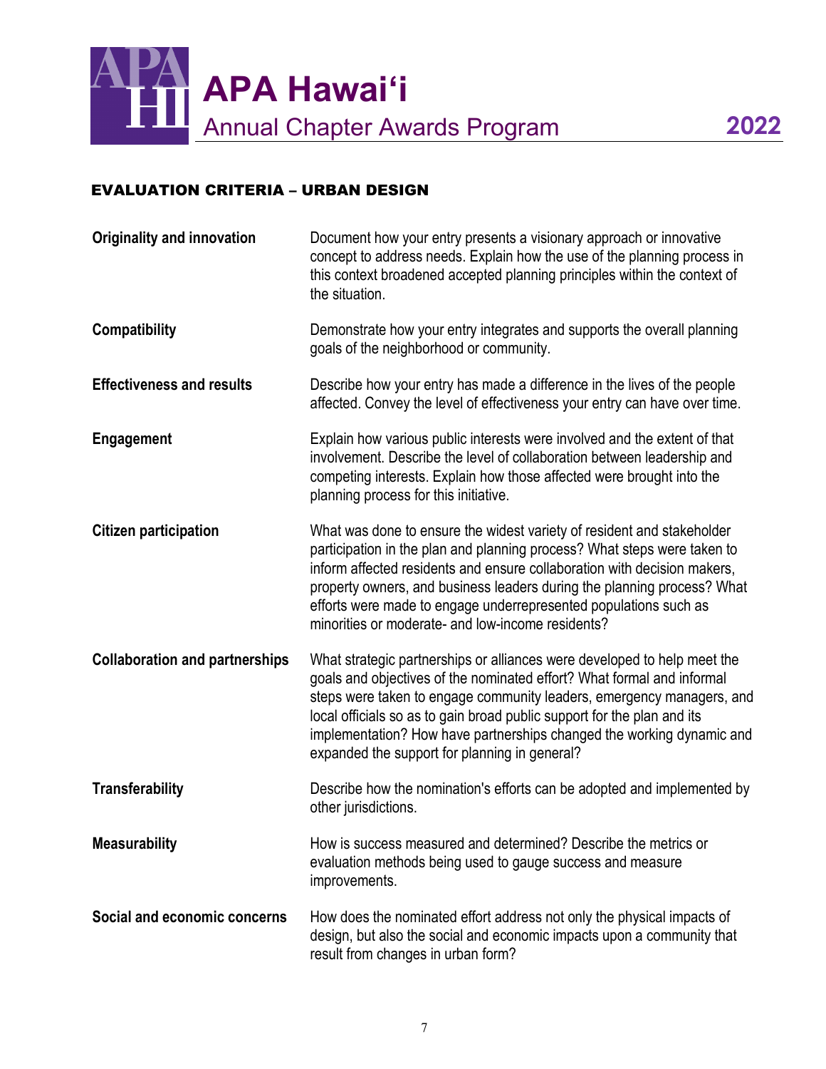## EVALUATION CRITERIA – URBAN DESIGN

| | |
|---|---|
| **Originality and innovation** | Document how your entry presents a visionary approach or innovative concept to address needs. Explain how the use of the planning process in this context broadened accepted planning principles within the context of the situation. |
| **Compatibility** | Demonstrate how your entry integrates and supports the overall planning goals of the neighborhood or community. |
| **Effectiveness and results** | Describe how your entry has made a difference in the lives of the people affected. Convey the level of effectiveness your entry can have over time. |
| **Engagement** | Explain how various public interests were involved and the extent of that involvement. Describe the level of collaboration between leadership and competing interests. Explain how those affected were brought into the planning process for this initiative. |
| **Citizen participation** | What was done to ensure the widest variety of resident and stakeholder participation in the plan and planning process? What steps were taken to inform affected residents and ensure collaboration with decision makers, property owners, and business leaders during the planning process? What efforts were made to engage underrepresented populations such as minorities or moderate- and low-income residents? |
| **Collaboration and partnerships** | What strategic partnerships or alliances were developed to help meet the goals and objectives of the nominated effort? What formal and informal steps were taken to engage community leaders, emergency managers, and local officials so as to gain broad public support for the plan and its implementation? How have partnerships changed the working dynamic and expanded the support for planning in general? |
| **Transferability** | Describe how the nomination's efforts can be adopted and implemented by other jurisdictions. |
| **Measurability** | How is success measured and determined? Describe the metrics or evaluation methods being used to gauge success and measure improvements. |
| **Social and economic concerns** | How does the nominated effort address not only the physical impacts of design, but also the social and economic impacts upon a community that result from changes in urban form? |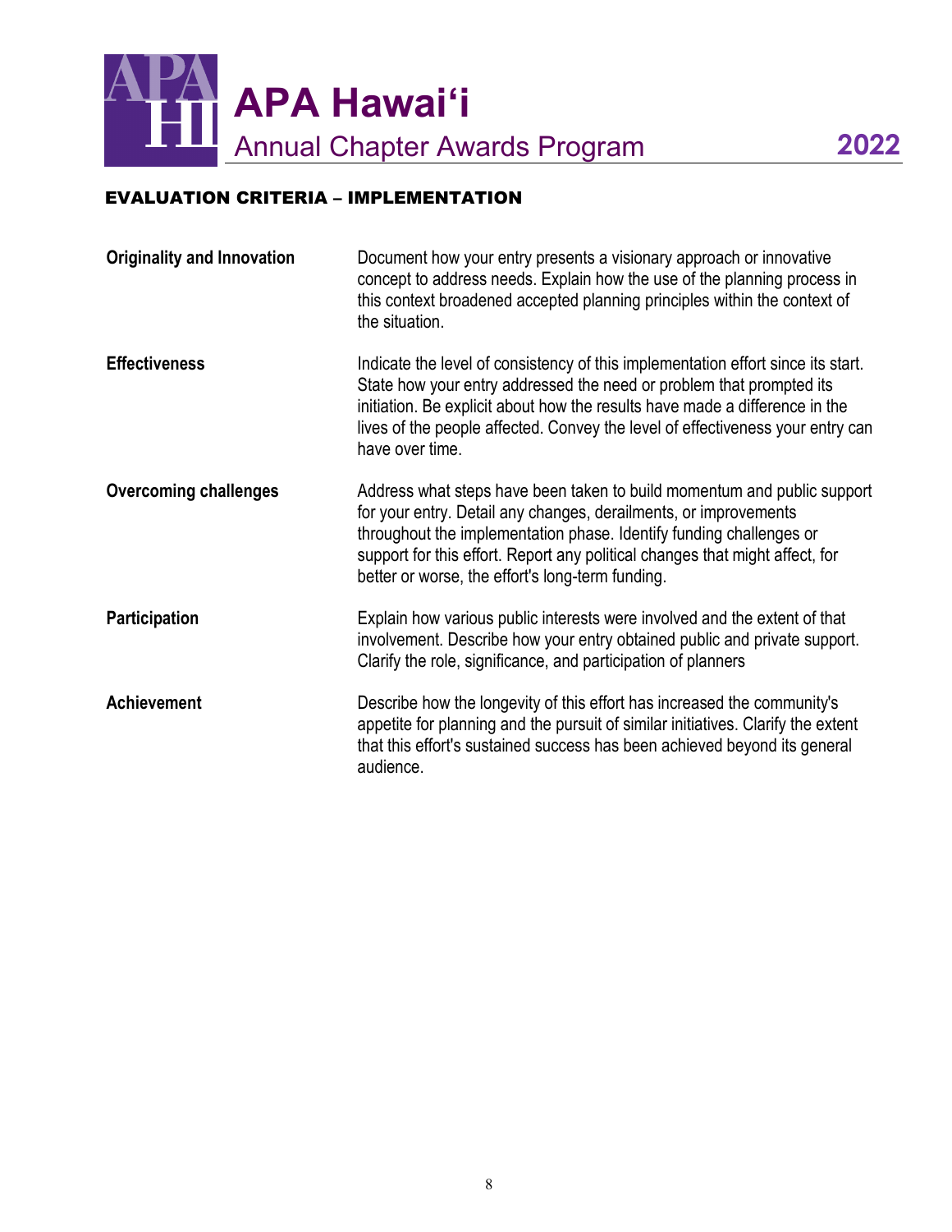# APA Hawai‘i

## Annual Chapter Awards Program 2022

### EVALUATION CRITERIA – IMPLEMENTATION

| | |
|---|---|
| **Originality and Innovation** | Document how your entry presents a visionary approach or innovative concept to address needs. Explain how the use of the planning process in this context broadened accepted planning principles within the context of the situation. |
| **Effectiveness** | Indicate the level of consistency of this implementation effort since its start. State how your entry addressed the need or problem that prompted its initiation. Be explicit about how the results have made a difference in the lives of the people affected. Convey the level of effectiveness your entry can have over time. |
| **Overcoming challenges** | Address what steps have been taken to build momentum and public support for your entry. Detail any changes, derailments, or improvements throughout the implementation phase. Identify funding challenges or support for this effort. Report any political changes that might affect, for better or worse, the effort's long-term funding. |
| **Participation** | Explain how various public interests were involved and the extent of that involvement. Describe how your entry obtained public and private support. Clarify the role, significance, and participation of planners |
| **Achievement** | Describe how the longevity of this effort has increased the community's appetite for planning and the pursuit of similar initiatives. Clarify the extent that this effort's sustained success has been achieved beyond its general audience. |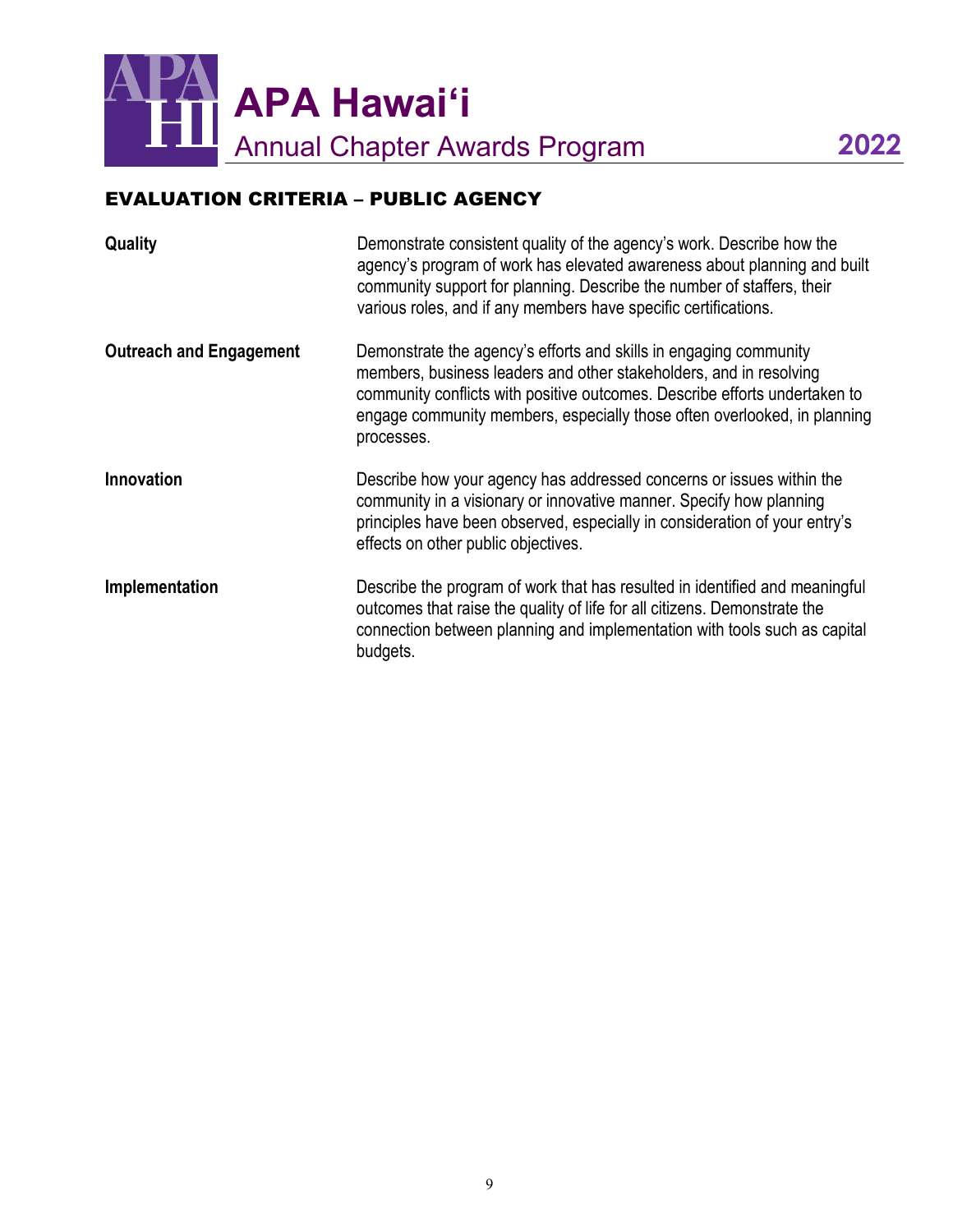# APA Hawaiʻi

Annual Chapter Awards Program **2022**

## EVALUATION CRITERIA – PUBLIC AGENCY

| | |
|---|---|
| **Quality** | Demonstrate consistent quality of the agency's work. Describe how the agency's program of work has elevated awareness about planning and built community support for planning. Describe the number of staffers, their various roles, and if any members have specific certifications. |
| **Outreach and Engagement** | Demonstrate the agency's efforts and skills in engaging community members, business leaders and other stakeholders, and in resolving community conflicts with positive outcomes. Describe efforts undertaken to engage community members, especially those often overlooked, in planning processes. |
| **Innovation** | Describe how your agency has addressed concerns or issues within the community in a visionary or innovative manner. Specify how planning principles have been observed, especially in consideration of your entry's effects on other public objectives. |
| **Implementation** | Describe the program of work that has resulted in identified and meaningful outcomes that raise the quality of life for all citizens. Demonstrate the connection between planning and implementation with tools such as capital budgets. |